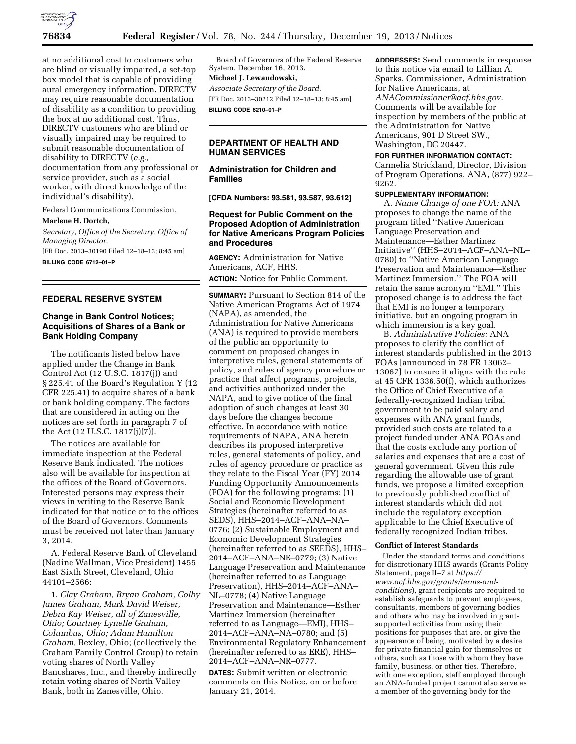at no additional cost to customers who are blind or visually impaired, a set-top box model that is capable of providing aural emergency information. DIRECTV may require reasonable documentation of disability as a condition to providing the box at no additional cost. Thus, DIRECTV customers who are blind or visually impaired may be required to submit reasonable documentation of disability to DIRECTV (*e.g.,* documentation from any professional or service provider, such as a social worker, with direct knowledge of the individual's disability).

Federal Communications Commission.

**Marlene H. Dortch,**

*Secretary, Office of the Secretary, Office of Managing Director.*

[FR Doc. 2013–30190 Filed 12–18–13; 8:45 am]

**BILLING CODE 6712–01–P**

## FEDERAL RESERVE SYSTEM

### Change in Bank Control Notices; Acquisitions of Shares of a Bank or Bank Holding Company

The notificants listed below have applied under the Change in Bank Control Act (12 U.S.C. 1817(j)) and § 225.41 of the Board's Regulation Y (12 CFR 225.41) to acquire shares of a bank or bank holding company. The factors that are considered in acting on the notices are set forth in paragraph 7 of the Act (12 U.S.C. 1817(j)(7)).

The notices are available for immediate inspection at the Federal Reserve Bank indicated. The notices also will be available for inspection at the offices of the Board of Governors. Interested persons may express their views in writing to the Reserve Bank indicated for that notice or to the offices of the Board of Governors. Comments must be received not later than January 3, 2014.

A. Federal Reserve Bank of Cleveland (Nadine Wallman, Vice President) 1455 East Sixth Street, Cleveland, Ohio 44101–2566:

1. *Clay Graham, Bryan Graham, Colby James Graham, Mark David Weiser, Debra Kay Weiser, all of Zanesville, Ohio; Courtney Lynelle Graham, Columbus, Ohio; Adam Hamilton Graham,* Bexley, Ohio; (collectively the Graham Family Control Group) to retain voting shares of North Valley Bancshares, Inc., and thereby indirectly retain voting shares of North Valley Bank, both in Zanesville, Ohio.

Board of Governors of the Federal Reserve System, December 16, 2013.

**Michael J. Lewandowski,**

*Associate Secretary of the Board.*

[FR Doc. 2013–30212 Filed 12–18–13; 8:45 am]

**BILLING CODE 6210–01–P**

## DEPARTMENT OF HEALTH AND HUMAN SERVICES

### Administration for Children and Families

**[CFDA Numbers: 93.581, 93.587, 93.612]**

### Request for Public Comment on the Proposed Adoption of Administration for Native Americans Program Policies and Procedures

**AGENCY:** Administration for Native Americans, ACF, HHS.

**ACTION:** Notice for Public Comment.

**SUMMARY:** Pursuant to Section 814 of the Native American Programs Act of 1974 (NAPA), as amended, the Administration for Native Americans (ANA) is required to provide members of the public an opportunity to comment on proposed changes in interpretive rules, general statements of policy, and rules of agency procedure or practice that affect programs, projects, and activities authorized under the NAPA, and to give notice of the final adoption of such changes at least 30 days before the changes become effective. In accordance with notice requirements of NAPA, ANA herein describes its proposed interpretive rules, general statements of policy, and rules of agency procedure or practice as they relate to the Fiscal Year (FY) 2014 Funding Opportunity Announcements (FOA) for the following programs: (1) Social and Economic Development Strategies (hereinafter referred to as SEDS), HHS–2014–ACF–ANA–NA–0776; (2) Sustainable Employment and Economic Development Strategies (hereinafter referred to as SEEDS), HHS–2014–ACF–ANA–NE–0779; (3) Native Language Preservation and Maintenance (hereinafter referred to as Language Preservation), HHS–2014–ACF–ANA–NL–0778; (4) Native Language Preservation and Maintenance—Esther Martinez Immersion (hereinafter referred to as Language—EMI), HHS–2014–ACF–ANA–NA–0780; and (5) Environmental Regulatory Enhancement (hereinafter referred to as ERE), HHS–2014–ACF–ANA–NR–0777.

**DATES:** Submit written or electronic comments on this Notice, on or before January 21, 2014.

**ADDRESSES:** Send comments in response to this notice via email to Lillian A. Sparks, Commissioner, Administration for Native Americans, at *ANACommissioner@acf.hhs.gov.* Comments will be available for inspection by members of the public at the Administration for Native Americans, 901 D Street SW., Washington, DC 20447.

**FOR FURTHER INFORMATION CONTACT:** Carmelia Strickland, Director, Division of Program Operations, ANA, (877) 922–9262.

**SUPPLEMENTARY INFORMATION:**

A. *Name Change of one FOA:* ANA proposes to change the name of the program titled "Native American Language Preservation and Maintenance—Esther Martinez Initiative" (HHS–2014–ACF–ANA–NL–0780) to "Native American Language Preservation and Maintenance—Esther Martinez Immersion." The FOA will retain the same acronym "EMI." This proposed change is to address the fact that EMI is no longer a temporary initiative, but an ongoing program in which immersion is a key goal.

B. *Administrative Policies:* ANA proposes to clarify the conflict of interest standards published in the 2013 FOAs [announced in 78 FR 13062–13067] to ensure it aligns with the rule at 45 CFR 1336.50(f), which authorizes the Office of Chief Executive of a federally-recognized Indian tribal government to be paid salary and expenses with ANA grant funds, provided such costs are related to a project funded under ANA FOAs and that the costs exclude any portion of salaries and expenses that are a cost of general government. Given this rule regarding the allowable use of grant funds, we propose a limited exception to previously published conflict of interest standards which did not include the regulatory exception applicable to the Chief Executive of federally recognized Indian tribes.

**Conflict of Interest Standards**

Under the standard terms and conditions for discretionary HHS awards (Grants Policy Statement, page II–7 at *https://www.acf.hhs.gov/grants/terms-and-conditions*), grant recipients are required to establish safeguards to prevent employees, consultants, members of governing bodies and others who may be involved in grant-supported activities from using their positions for purposes that are, or give the appearance of being, motivated by a desire for private financial gain for themselves or others, such as those with whom they have family, business, or other ties. Therefore, with one exception, staff employed through an ANA-funded project cannot also serve as a member of the governing body for the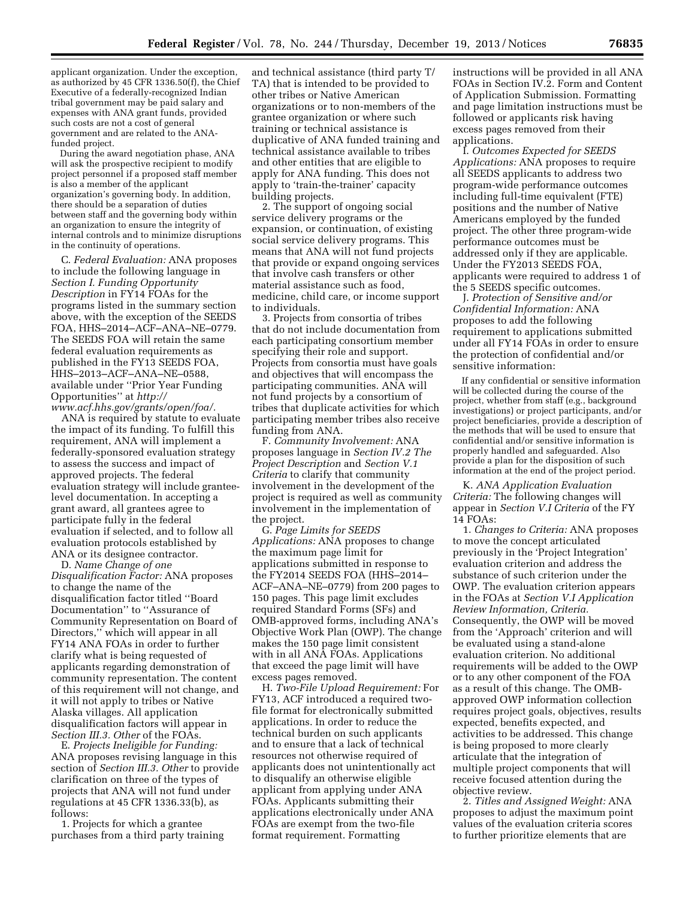applicant organization. Under the exception, as authorized by 45 CFR 1336.50(f), the Chief Executive of a federally-recognized Indian tribal government may be paid salary and expenses with ANA grant funds, provided such costs are not a cost of general government and are related to the ANA-funded project.

During the award negotiation phase, ANA will ask the prospective recipient to modify project personnel if a proposed staff member is also a member of the applicant organization's governing body. In addition, there should be a separation of duties between staff and the governing body within an organization to ensure the integrity of internal controls and to minimize disruptions in the continuity of operations.

C. *Federal Evaluation:* ANA proposes to include the following language in *Section I. Funding Opportunity Description* in FY14 FOAs for the programs listed in the summary section above, with the exception of the SEEDS FOA, HHS–2014–ACF–ANA–NE–0779. The SEEDS FOA will retain the same federal evaluation requirements as published in the FY13 SEEDS FOA, HHS–2013–ACF–ANA–NE–0588, available under ''Prior Year Funding Opportunities'' at *http://www.acf.hhs.gov/grants/open/foa/.*

ANA is required by statute to evaluate the impact of its funding. To fulfill this requirement, ANA will implement a federally-sponsored evaluation strategy to assess the success and impact of approved projects. The federal evaluation strategy will include grantee-level documentation. In accepting a grant award, all grantees agree to participate fully in the federal evaluation if selected, and to follow all evaluation protocols established by ANA or its designee contractor.

D. *Name Change of one Disqualification Factor:* ANA proposes to change the name of the disqualification factor titled ''Board Documentation'' to ''Assurance of Community Representation on Board of Directors,'' which will appear in all FY14 ANA FOAs in order to further clarify what is being requested of applicants regarding demonstration of community representation. The content of this requirement will not change, and it will not apply to tribes or Native Alaska villages. All application disqualification factors will appear in *Section III.3. Other* of the FOAs.

E. *Projects Ineligible for Funding:* ANA proposes revising language in this section of *Section III.3. Other* to provide clarification on three of the types of projects that ANA will not fund under regulations at 45 CFR 1336.33(b), as follows:

1. Projects for which a grantee purchases from a third party training and technical assistance (third party T/TA) that is intended to be provided to other tribes or Native American organizations or to non-members of the grantee organization or where such training or technical assistance is duplicative of ANA funded training and technical assistance available to tribes and other entities that are eligible to apply for ANA funding. This does not apply to 'train-the-trainer' capacity building projects.

2. The support of ongoing social service delivery programs or the expansion, or continuation, of existing social service delivery programs. This means that ANA will not fund projects that provide or expand ongoing services that involve cash transfers or other material assistance such as food, medicine, child care, or income support to individuals.

3. Projects from consortia of tribes that do not include documentation from each participating consortium member specifying their role and support. Projects from consortia must have goals and objectives that will encompass the participating communities. ANA will not fund projects by a consortium of tribes that duplicate activities for which participating member tribes also receive funding from ANA.

F. *Community Involvement:* ANA proposes language in *Section IV.2 The Project Description* and *Section V.1 Criteria* to clarify that community involvement in the development of the project is required as well as community involvement in the implementation of the project.

G. *Page Limits for SEEDS Applications:* ANA proposes to change the maximum page limit for applications submitted in response to the FY2014 SEEDS FOA (HHS–2014–ACF–ANA–NE–0779) from 200 pages to 150 pages. This page limit excludes required Standard Forms (SFs) and OMB-approved forms, including ANA's Objective Work Plan (OWP). The change makes the 150 page limit consistent with in all ANA FOAs. Applications that exceed the page limit will have excess pages removed.

H. *Two-File Upload Requirement:* For FY13, ACF introduced a required two-file format for electronically submitted applications. In order to reduce the technical burden on such applicants and to ensure that a lack of technical resources not otherwise required of applicants does not unintentionally act to disqualify an otherwise eligible applicant from applying under ANA FOAs. Applicants submitting their applications electronically under ANA FOAs are exempt from the two-file format requirement. Formatting instructions will be provided in all ANA FOAs in Section IV.2. Form and Content of Application Submission. Formatting and page limitation instructions must be followed or applicants risk having excess pages removed from their applications.

I. *Outcomes Expected for SEEDS Applications:* ANA proposes to require all SEEDS applicants to address two program-wide performance outcomes including full-time equivalent (FTE) positions and the number of Native Americans employed by the funded project. The other three program-wide performance outcomes must be addressed only if they are applicable. Under the FY2013 SEEDS FOA, applicants were required to address 1 of the 5 SEEDS specific outcomes.

J. *Protection of Sensitive and/or Confidential Information:* ANA proposes to add the following requirement to applications submitted under all FY14 FOAs in order to ensure the protection of confidential and/or sensitive information:

> If any confidential or sensitive information will be collected during the course of the project, whether from staff (e.g., background investigations) or project participants, and/or project beneficiaries, provide a description of the methods that will be used to ensure that confidential and/or sensitive information is properly handled and safeguarded. Also provide a plan for the disposition of such information at the end of the project period.

K. *ANA Application Evaluation Criteria:* The following changes will appear in *Section V.I Criteria* of the FY 14 FOAs:

1. *Changes to Criteria:* ANA proposes to move the concept articulated previously in the 'Project Integration' evaluation criterion and address the substance of such criterion under the OWP. The evaluation criterion appears in the FOAs at *Section V.I Application Review Information, Criteria.* Consequently, the OWP will be moved from the 'Approach' criterion and will be evaluated using a stand-alone evaluation criterion. No additional requirements will be added to the OWP or to any other component of the FOA as a result of this change. The OMB-approved OWP information collection requires project goals, objectives, results expected, benefits expected, and activities to be addressed. This change is being proposed to more clearly articulate that the integration of multiple project components that will receive focused attention during the objective review.

2. *Titles and Assigned Weight:* ANA proposes to adjust the maximum point values of the evaluation criteria scores to further prioritize elements that are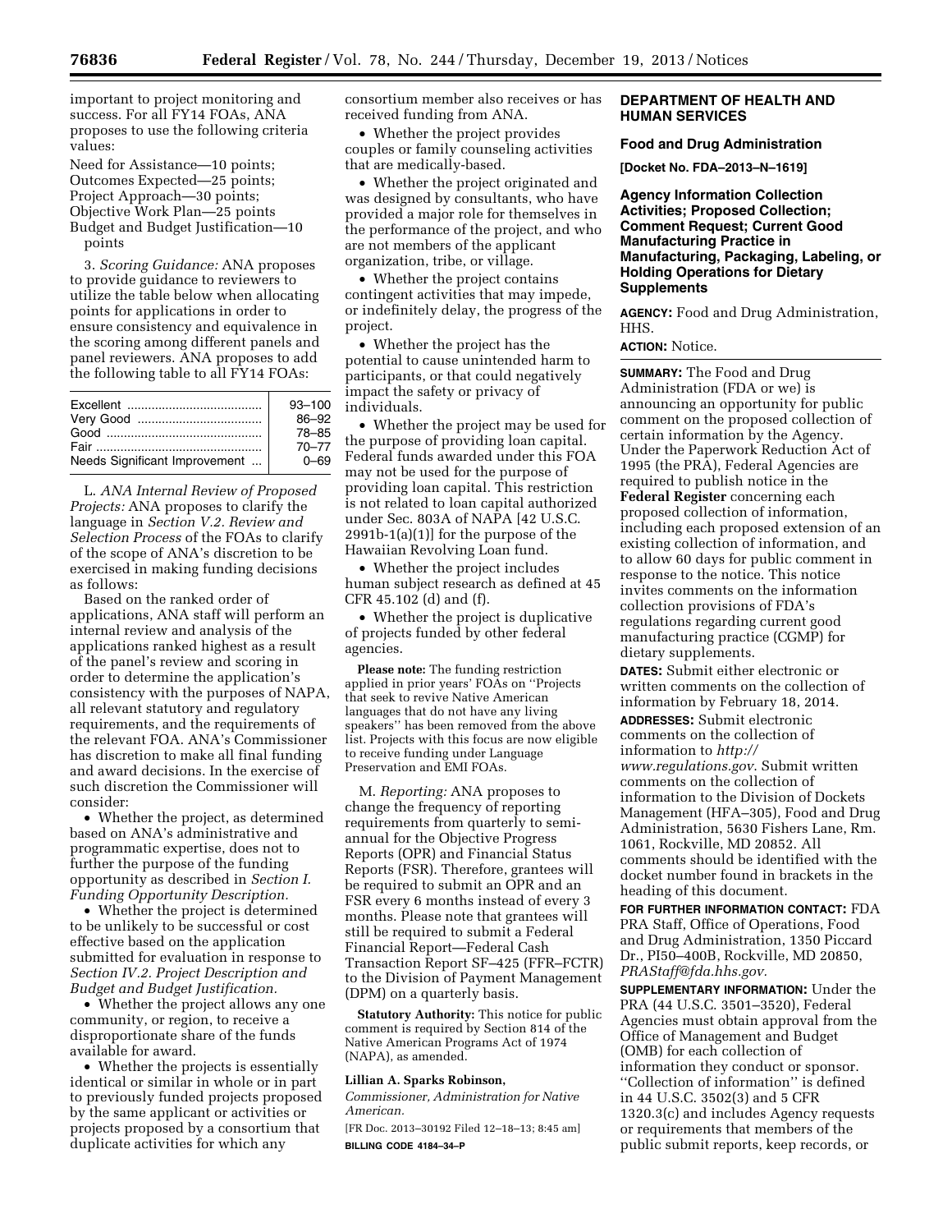important to project monitoring and success. For all FY14 FOAs, ANA proposes to use the following criteria values:

Need for Assistance—10 points;
Outcomes Expected—25 points;
Project Approach—30 points;
Objective Work Plan—25 points
Budget and Budget Justification—10 points

3. *Scoring Guidance:* ANA proposes to provide guidance to reviewers to utilize the table below when allocating points for applications in order to ensure consistency and equivalence in the scoring among different panels and panel reviewers. ANA proposes to add the following table to all FY14 FOAs:

| | |
|---|---|
| Excellent | 93–100 |
| Very Good | 86–92 |
| Good | 78–85 |
| Fair | 70–77 |
| Needs Significant Improvement | 0–69 |

L. *ANA Internal Review of Proposed Projects:* ANA proposes to clarify the language in *Section V.2. Review and Selection Process* of the FOAs to clarify of the scope of ANA's discretion to be exercised in making funding decisions as follows:

Based on the ranked order of applications, ANA staff will perform an internal review and analysis of the applications ranked highest as a result of the panel's review and scoring in order to determine the application's consistency with the purposes of NAPA, all relevant statutory and regulatory requirements, and the requirements of the relevant FOA. ANA's Commissioner has discretion to make all final funding and award decisions. In the exercise of such discretion the Commissioner will consider:

- Whether the project, as determined based on ANA's administrative and programmatic expertise, does not to further the purpose of the funding opportunity as described in *Section I. Funding Opportunity Description.*
- Whether the project is determined to be unlikely to be successful or cost effective based on the application submitted for evaluation in response to *Section IV.2. Project Description and Budget and Budget Justification.*
- Whether the project allows any one community, or region, to receive a disproportionate share of the funds available for award.
- Whether the projects is essentially identical or similar in whole or in part to previously funded projects proposed by the same applicant or activities or projects proposed by a consortium that duplicate activities for which any consortium member also receives or has received funding from ANA.
- Whether the project provides couples or family counseling activities that are medically-based.
- Whether the project originated and was designed by consultants, who have provided a major role for themselves in the performance of the project, and who are not members of the applicant organization, tribe, or village.
- Whether the project contains contingent activities that may impede, or indefinitely delay, the progress of the project.
- Whether the project has the potential to cause unintended harm to participants, or that could negatively impact the safety or privacy of individuals.
- Whether the project may be used for the purpose of providing loan capital. Federal funds awarded under this FOA may not be used for the purpose of providing loan capital. This restriction is not related to loan capital authorized under Sec. 803A of NAPA [42 U.S.C. 2991b-1(a)(1)] for the purpose of the Hawaiian Revolving Loan fund.
- Whether the project includes human subject research as defined at 45 CFR 45.102 (d) and (f).
- Whether the project is duplicative of projects funded by other federal agencies.

**Please note:** The funding restriction applied in prior years' FOAs on ''Projects that seek to revive Native American languages that do not have any living speakers'' has been removed from the above list. Projects with this focus are now eligible to receive funding under Language Preservation and EMI FOAs.

M. *Reporting:* ANA proposes to change the frequency of reporting requirements from quarterly to semi-annual for the Objective Progress Reports (OPR) and Financial Status Reports (FSR). Therefore, grantees will be required to submit an OPR and an FSR every 6 months instead of every 3 months. Please note that grantees will still be required to submit a Federal Financial Report—Federal Cash Transaction Report SF–425 (FFR–FCTR) to the Division of Payment Management (DPM) on a quarterly basis.

**Statutory Authority:** This notice for public comment is required by Section 814 of the Native American Programs Act of 1974 (NAPA), as amended.

**Lillian A. Sparks Robinson,**
*Commissioner, Administration for Native American.*

[FR Doc. 2013–30192 Filed 12–18–13; 8:45 am]

**BILLING CODE 4184–34–P**

## DEPARTMENT OF HEALTH AND HUMAN SERVICES

### Food and Drug Administration

**[Docket No. FDA–2013–N–1619]**

### Agency Information Collection Activities; Proposed Collection; Comment Request; Current Good Manufacturing Practice in Manufacturing, Packaging, Labeling, or Holding Operations for Dietary Supplements

**AGENCY:** Food and Drug Administration, HHS.

**ACTION:** Notice.

**SUMMARY:** The Food and Drug Administration (FDA or we) is announcing an opportunity for public comment on the proposed collection of certain information by the Agency. Under the Paperwork Reduction Act of 1995 (the PRA), Federal Agencies are required to publish notice in the **Federal Register** concerning each proposed collection of information, including each proposed extension of an existing collection of information, and to allow 60 days for public comment in response to the notice. This notice invites comments on the information collection provisions of FDA's regulations regarding current good manufacturing practice (CGMP) for dietary supplements.

**DATES:** Submit either electronic or written comments on the collection of information by February 18, 2014.

**ADDRESSES:** Submit electronic comments on the collection of information to *http://www.regulations.gov.* Submit written comments on the collection of information to the Division of Dockets Management (HFA–305), Food and Drug Administration, 5630 Fishers Lane, Rm. 1061, Rockville, MD 20852. All comments should be identified with the docket number found in brackets in the heading of this document.

**FOR FURTHER INFORMATION CONTACT:** FDA PRA Staff, Office of Operations, Food and Drug Administration, 1350 Piccard Dr., PI50–400B, Rockville, MD 20850, *PRAStaff@fda.hhs.gov.*

**SUPPLEMENTARY INFORMATION:** Under the PRA (44 U.S.C. 3501–3520), Federal Agencies must obtain approval from the Office of Management and Budget (OMB) for each collection of information they conduct or sponsor. ''Collection of information'' is defined in 44 U.S.C. 3502(3) and 5 CFR 1320.3(c) and includes Agency requests or requirements that members of the public submit reports, keep records, or